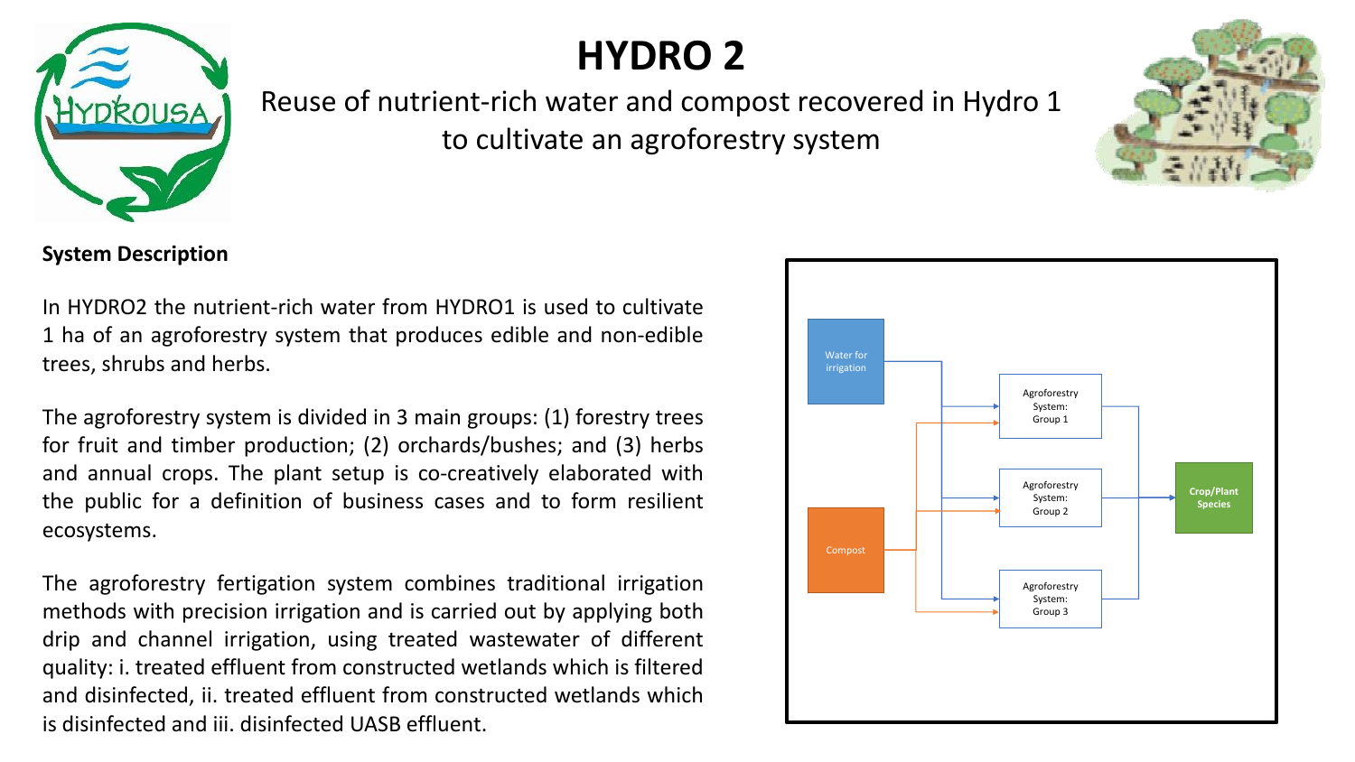# HYDRO 2

Reuse of nutrient-rich water and compost recovered in Hydro 1 to cultivate an agroforestry system

**System Description**

In HYDRO2 the nutrient-rich water from HYDRO1 is used to cultivate 1 ha of an agroforestry system that produces edible and non-edible trees, shrubs and herbs.

The agroforestry system is divided in 3 main groups: (1) forestry trees for fruit and timber production; (2) orchards/bushes; and (3) herbs and annual crops. The plant setup is co-creatively elaborated with the public for a definition of business cases and to form resilient ecosystems.

The agroforestry fertigation system combines traditional irrigation methods with precision irrigation and is carried out by applying both drip and channel irrigation, using treated wastewater of different quality: i. treated effluent from constructed wetlands which is filtered and disinfected, ii. treated effluent from constructed wetlands which is disinfected and iii. disinfected UASB effluent.

Water for irrigation

Compost

Agroforestry System: Group 1

Agroforestry System: Group 2

Agroforestry System: Group 3

Crop/Plant Species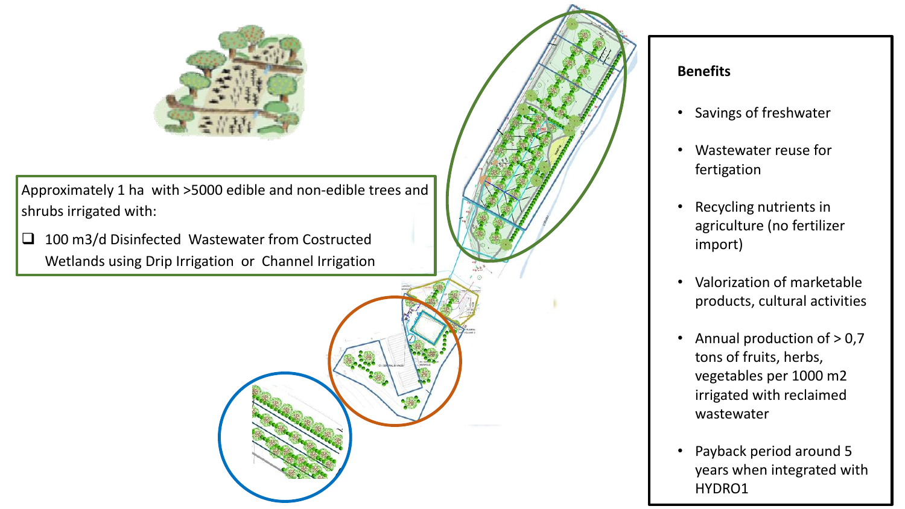Approximately 1 ha with >5000 edible and non-edible trees and shrubs irrigated with:

- 100 m3/d Disinfected Wastewater from Costructed Wetlands using Drip Irrigation or Channel Irrigation

**Benefits**

- Savings of freshwater
- Wastewater reuse for fertigation
- Recycling nutrients in agriculture (no fertilizer import)
- Valorization of marketable products, cultural activities
- Annual production of > 0,7 tons of fruits, herbs, vegetables per 1000 m2 irrigated with reclaimed wastewater
- Payback period around 5 years when integrated with HYDRO1